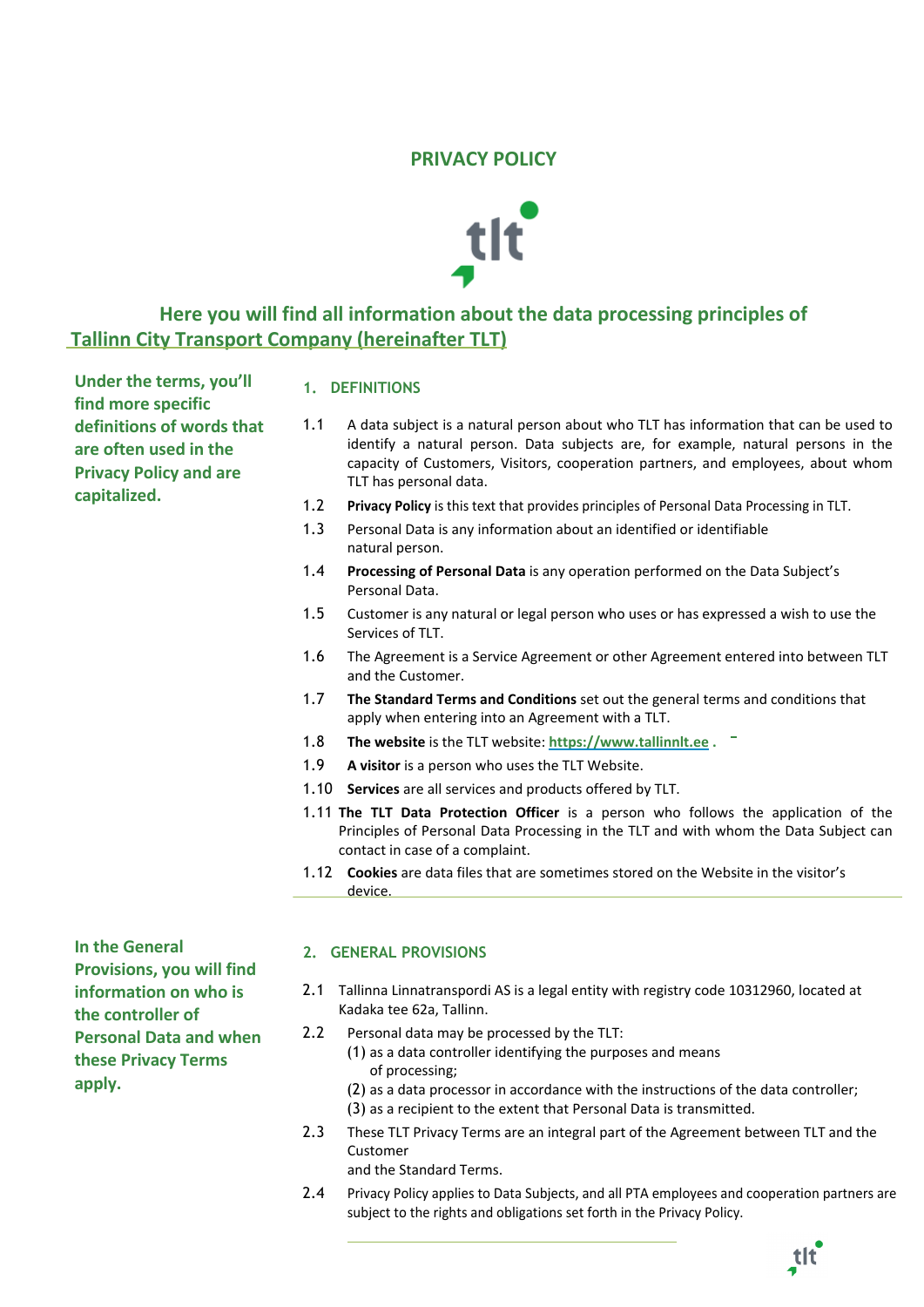# PRIVACY POLICY

## Here you will find all information about the data processing principles of Tallinn City Transport Company (hereinafter TLT)

**Under the terms, you'll find more specific definitions of words that are often used in the Privacy Policy and are capitalized.**

## 1. DEFINITIONS

1.1 A data subject is a natural person about who TLT has information that can be used to identify a natural person. Data subjects are, for example, natural persons in the capacity of Customers, Visitors, cooperation partners, and employees, about whom TLT has personal data.

1.2 **Privacy Policy** is this text that provides principles of Personal Data Processing in TLT.

1.3 Personal Data is any information about an identified or identifiable natural person.

1.4 **Processing of Personal Data** is any operation performed on the Data Subject's Personal Data.

1.5 Customer is any natural or legal person who uses or has expressed a wish to use the Services of TLT.

1.6 The Agreement is a Service Agreement or other Agreement entered into between TLT and the Customer.

1.7 **The Standard Terms and Conditions** set out the general terms and conditions that apply when entering into an Agreement with a TLT.

1.8 **The website** is the TLT website: https://www.tallinnlt.ee .

1.9 **A visitor** is a person who uses the TLT Website.

1.10 **Services** are all services and products offered by TLT.

1.11 **The TLT Data Protection Officer** is a person who follows the application of the Principles of Personal Data Processing in the TLT and with whom the Data Subject can contact in case of a complaint.

1.12 **Cookies** are data files that are sometimes stored on the Website in the visitor's device.

**In the General Provisions, you will find information on who is the controller of Personal Data and when these Privacy Terms apply.**

## 2. GENERAL PROVISIONS

2.1 Tallinna Linnatranspordi AS is a legal entity with registry code 10312960, located at Kadaka tee 62a, Tallinn.

2.2 Personal data may be processed by the TLT:
(1) as a data controller identifying the purposes and means of processing;
(2) as a data processor in accordance with the instructions of the data controller;
(3) as a recipient to the extent that Personal Data is transmitted.

2.3 These TLT Privacy Terms are an integral part of the Agreement between TLT and the Customer and the Standard Terms.

2.4 Privacy Policy applies to Data Subjects, and all PTA employees and cooperation partners are subject to the rights and obligations set forth in the Privacy Policy.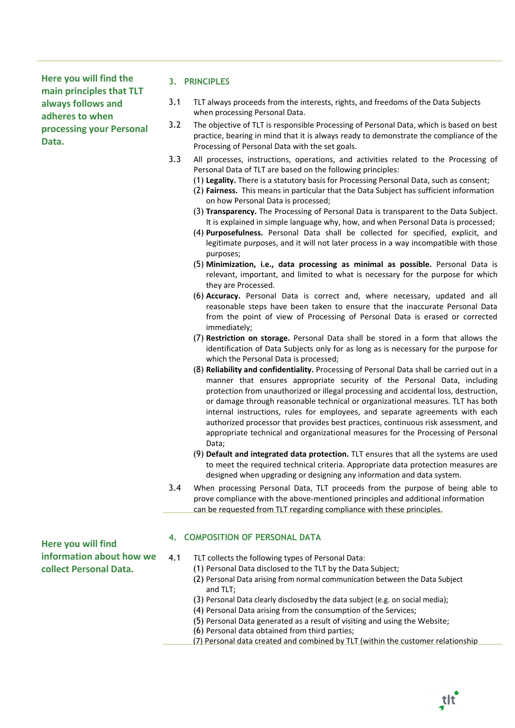Here you will find the main principles that TLT always follows and adheres to when processing your Personal Data.

## 3. PRINCIPLES

3.1 TLT always proceeds from the interests, rights, and freedoms of the Data Subjects when processing Personal Data.

3.2 The objective of TLT is responsible Processing of Personal Data, which is based on best practice, bearing in mind that it is always ready to demonstrate the compliance of the Processing of Personal Data with the set goals.

3.3 All processes, instructions, operations, and activities related to the Processing of Personal Data of TLT are based on the following principles:

(1) **Legality.** There is a statutory basis for Processing Personal Data, such as consent;

(2) **Fairness.** This means in particular that the Data Subject has sufficient information on how Personal Data is processed;

(3) **Transparency.** The Processing of Personal Data is transparent to the Data Subject. It is explained in simple language why, how, and when Personal Data is processed;

(4) **Purposefulness.** Personal Data shall be collected for specified, explicit, and legitimate purposes, and it will not later process in a way incompatible with those purposes;

(5) **Minimization, i.e., data processing as minimal as possible.** Personal Data is relevant, important, and limited to what is necessary for the purpose for which they are Processed.

(6) **Accuracy.** Personal Data is correct and, where necessary, updated and all reasonable steps have been taken to ensure that the inaccurate Personal Data from the point of view of Processing of Personal Data is erased or corrected immediately;

(7) **Restriction on storage.** Personal Data shall be stored in a form that allows the identification of Data Subjects only for as long as is necessary for the purpose for which the Personal Data is processed;

(8) **Reliability and confidentiality.** Processing of Personal Data shall be carried out in a manner that ensures appropriate security of the Personal Data, including protection from unauthorized or illegal processing and accidental loss, destruction, or damage through reasonable technical or organizational measures. TLT has both internal instructions, rules for employees, and separate agreements with each authorized processor that provides best practices, continuous risk assessment, and appropriate technical and organizational measures for the Processing of Personal Data;

(9) **Default and integrated data protection.** TLT ensures that all the systems are used to meet the required technical criteria. Appropriate data protection measures are designed when upgrading or designing any information and data system.

3.4 When processing Personal Data, TLT proceeds from the purpose of being able to prove compliance with the above-mentioned principles and additional information can be requested from TLT regarding compliance with these principles.

Here you will find information about how we collect Personal Data.

## 4. COMPOSITION OF PERSONAL DATA

4.1 TLT collects the following types of Personal Data:

(1) Personal Data disclosed to the TLT by the Data Subject;

(2) Personal Data arising from normal communication between the Data Subject and TLT;

(3) Personal Data clearly disclosed by the data subject (e.g. on social media);

(4) Personal Data arising from the consumption of the Services;

(5) Personal Data generated as a result of visiting and using the Website;

(6) Personal data obtained from third parties;

(7) Personal data created and combined by TLT (within the customer relationship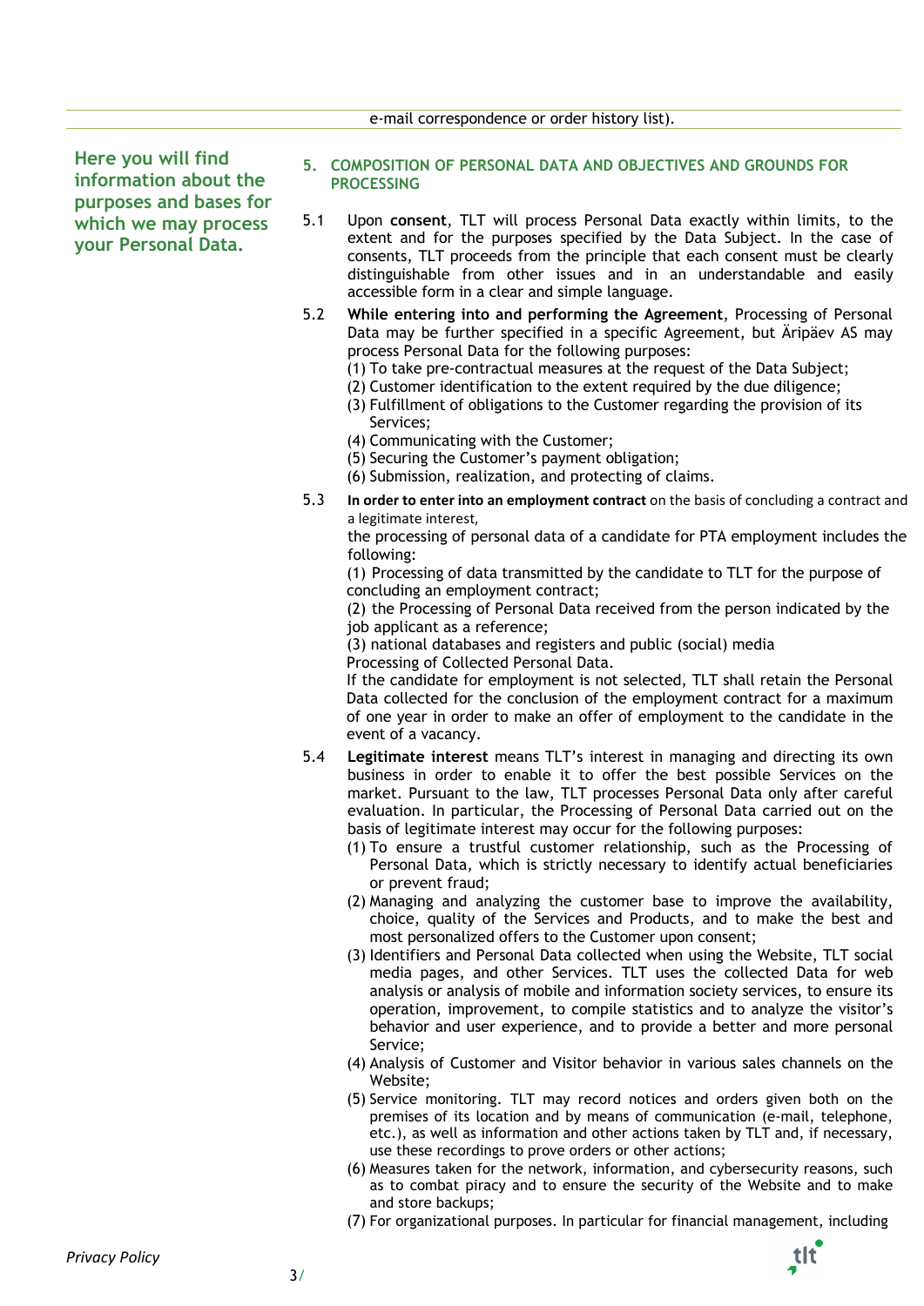e-mail correspondence or order history list).

Here you will find information about the purposes and bases for which we may process your Personal Data.

## 5. COMPOSITION OF PERSONAL DATA AND OBJECTIVES AND GROUNDS FOR PROCESSING

5.1 Upon **consent**, TLT will process Personal Data exactly within limits, to the extent and for the purposes specified by the Data Subject. In the case of consents, TLT proceeds from the principle that each consent must be clearly distinguishable from other issues and in an understandable and easily accessible form in a clear and simple language.

5.2 **While entering into and performing the Agreement**, Processing of Personal Data may be further specified in a specific Agreement, but Äripäev AS may process Personal Data for the following purposes:

(1) To take pre-contractual measures at the request of the Data Subject;
(2) Customer identification to the extent required by the due diligence;
(3) Fulfillment of obligations to the Customer regarding the provision of its Services;
(4) Communicating with the Customer;
(5) Securing the Customer's payment obligation;
(6) Submission, realization, and protecting of claims.

5.3 **In order to enter into an employment contract** on the basis of concluding a contract and a legitimate interest,
the processing of personal data of a candidate for PTA employment includes the following:

(1) Processing of data transmitted by the candidate to TLT for the purpose of concluding an employment contract;
(2) the Processing of Personal Data received from the person indicated by the job applicant as a reference;
(3) national databases and registers and public (social) media
Processing of Collected Personal Data.

If the candidate for employment is not selected, TLT shall retain the Personal Data collected for the conclusion of the employment contract for a maximum of one year in order to make an offer of employment to the candidate in the event of a vacancy.

5.4 **Legitimate interest** means TLT's interest in managing and directing its own business in order to enable it to offer the best possible Services on the market. Pursuant to the law, TLT processes Personal Data only after careful evaluation. In particular, the Processing of Personal Data carried out on the basis of legitimate interest may occur for the following purposes:

(1) To ensure a trustful customer relationship, such as the Processing of Personal Data, which is strictly necessary to identify actual beneficiaries or prevent fraud;
(2) Managing and analyzing the customer base to improve the availability, choice, quality of the Services and Products, and to make the best and most personalized offers to the Customer upon consent;
(3) Identifiers and Personal Data collected when using the Website, TLT social media pages, and other Services. TLT uses the collected Data for web analysis or analysis of mobile and information society services, to ensure its operation, improvement, to compile statistics and to analyze the visitor's behavior and user experience, and to provide a better and more personal Service;
(4) Analysis of Customer and Visitor behavior in various sales channels on the Website;
(5) Service monitoring. TLT may record notices and orders given both on the premises of its location and by means of communication (e-mail, telephone, etc.), as well as information and other actions taken by TLT and, if necessary, use these recordings to prove orders or other actions;
(6) Measures taken for the network, information, and cybersecurity reasons, such as to combat piracy and to ensure the security of the Website and to make and store backups;
(7) For organizational purposes. In particular for financial management, including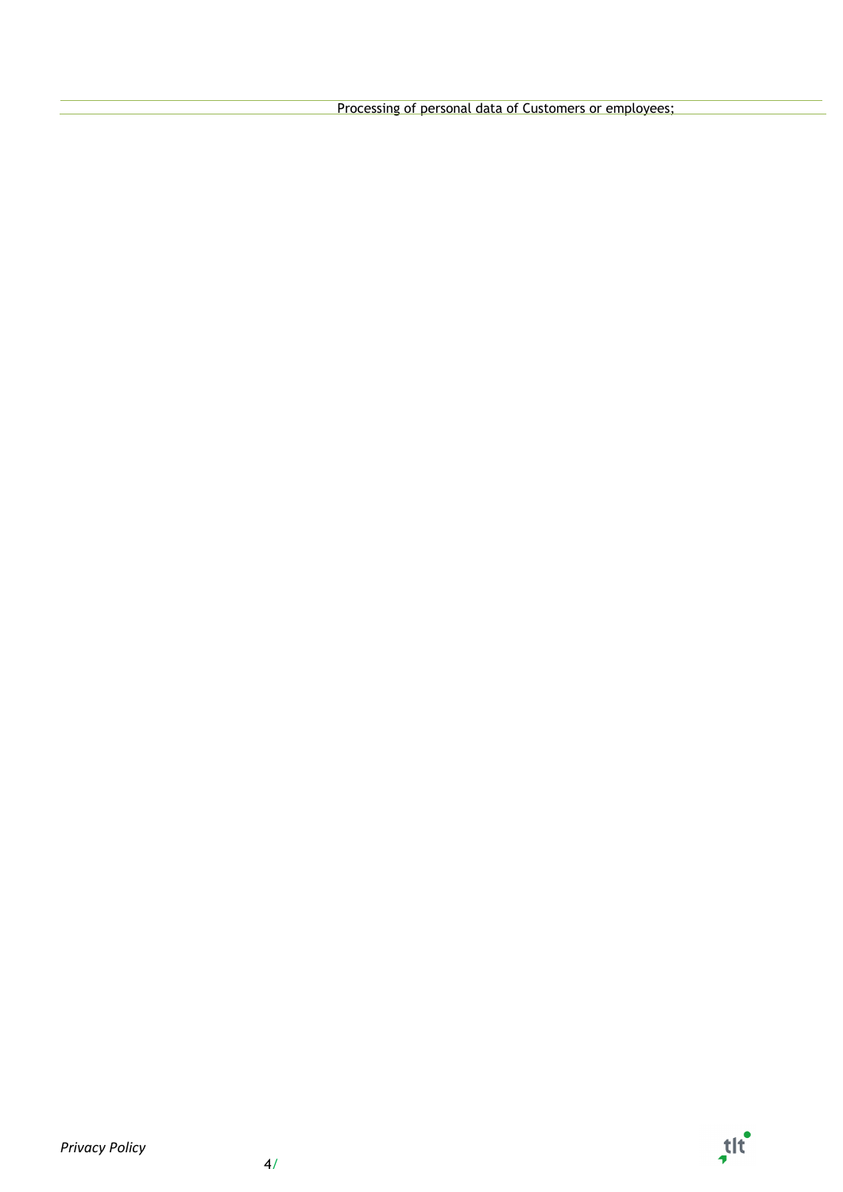Processing of personal data of Customers or employees;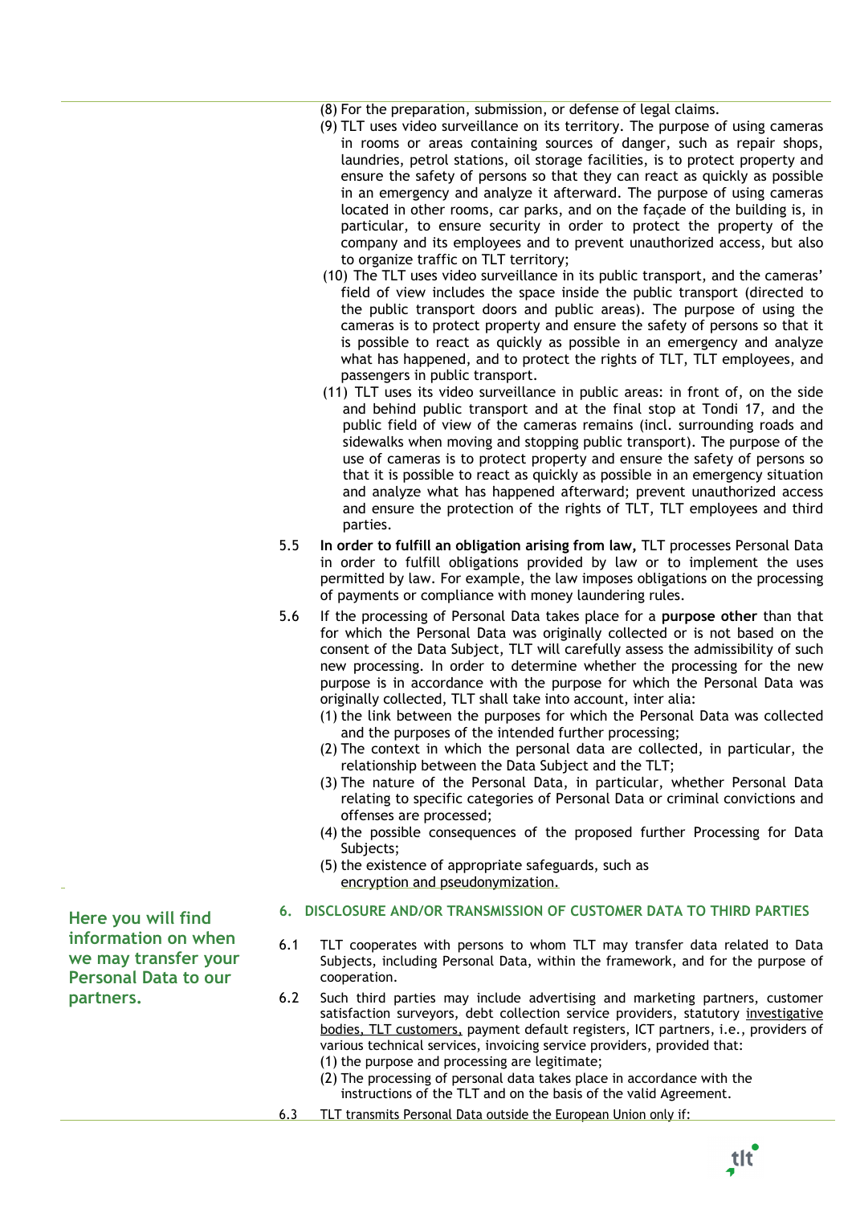(8) For the preparation, submission, or defense of legal claims.

(9) TLT uses video surveillance on its territory. The purpose of using cameras in rooms or areas containing sources of danger, such as repair shops, laundries, petrol stations, oil storage facilities, is to protect property and ensure the safety of persons so that they can react as quickly as possible in an emergency and analyze it afterward. The purpose of using cameras located in other rooms, car parks, and on the façade of the building is, in particular, to ensure security in order to protect the property of the company and its employees and to prevent unauthorized access, but also to organize traffic on TLT territory;

(10) The TLT uses video surveillance in its public transport, and the cameras' field of view includes the space inside the public transport (directed to the public transport doors and public areas). The purpose of using the cameras is to protect property and ensure the safety of persons so that it is possible to react as quickly as possible in an emergency and analyze what has happened, and to protect the rights of TLT, TLT employees, and passengers in public transport.

(11) TLT uses its video surveillance in public areas: in front of, on the side and behind public transport and at the final stop at Tondi 17, and the public field of view of the cameras remains (incl. surrounding roads and sidewalks when moving and stopping public transport). The purpose of the use of cameras is to protect property and ensure the safety of persons so that it is possible to react as quickly as possible in an emergency situation and analyze what has happened afterward; prevent unauthorized access and ensure the protection of the rights of TLT, TLT employees and third parties.

5.5 **In order to fulfill an obligation arising from law,** TLT processes Personal Data in order to fulfill obligations provided by law or to implement the uses permitted by law. For example, the law imposes obligations on the processing of payments or compliance with money laundering rules.

5.6 If the processing of Personal Data takes place for a **purpose other** than that for which the Personal Data was originally collected or is not based on the consent of the Data Subject, TLT will carefully assess the admissibility of such new processing. In order to determine whether the processing for the new purpose is in accordance with the purpose for which the Personal Data was originally collected, TLT shall take into account, inter alia:

(1) the link between the purposes for which the Personal Data was collected and the purposes of the intended further processing;

(2) The context in which the personal data are collected, in particular, the relationship between the Data Subject and the TLT;

(3) The nature of the Personal Data, in particular, whether Personal Data relating to specific categories of Personal Data or criminal convictions and offenses are processed;

(4) the possible consequences of the proposed further Processing for Data Subjects;

(5) the existence of appropriate safeguards, such as encryption and pseudonymization.

## 6. DISCLOSURE AND/OR TRANSMISSION OF CUSTOMER DATA TO THIRD PARTIES

**Here you will find information on when we may transfer your Personal Data to our partners.**

6.1 TLT cooperates with persons to whom TLT may transfer data related to Data Subjects, including Personal Data, within the framework, and for the purpose of cooperation.

6.2 Such third parties may include advertising and marketing partners, customer satisfaction surveyors, debt collection service providers, statutory investigative bodies, TLT customers, payment default registers, ICT partners, i.e., providers of various technical services, invoicing service providers, provided that:

(1) the purpose and processing are legitimate;

(2) The processing of personal data takes place in accordance with the instructions of the TLT and on the basis of the valid Agreement.

6.3 TLT transmits Personal Data outside the European Union only if: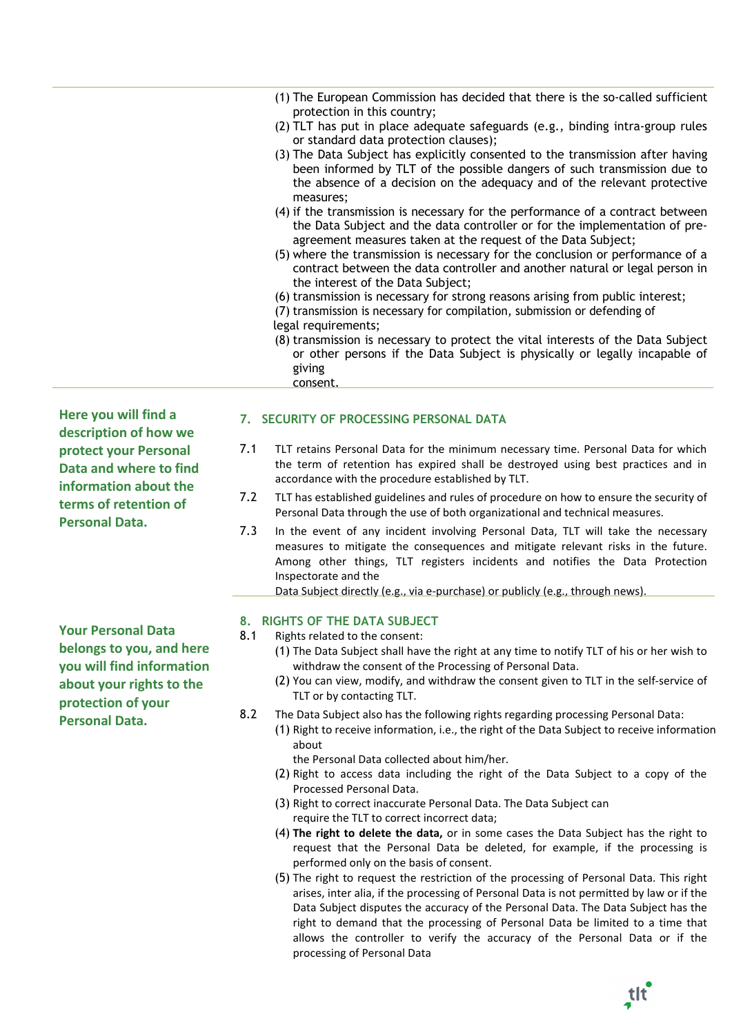(1) The European Commission has decided that there is the so-called sufficient protection in this country;
(2) TLT has put in place adequate safeguards (e.g., binding intra-group rules or standard data protection clauses);
(3) The Data Subject has explicitly consented to the transmission after having been informed by TLT of the possible dangers of such transmission due to the absence of a decision on the adequacy and of the relevant protective measures;
(4) if the transmission is necessary for the performance of a contract between the Data Subject and the data controller or for the implementation of pre-agreement measures taken at the request of the Data Subject;
(5) where the transmission is necessary for the conclusion or performance of a contract between the data controller and another natural or legal person in the interest of the Data Subject;
(6) transmission is necessary for strong reasons arising from public interest;
(7) transmission is necessary for compilation, submission or defending of legal requirements;
(8) transmission is necessary to protect the vital interests of the Data Subject or other persons if the Data Subject is physically or legally incapable of giving consent.

**Here you will find a description of how we protect your Personal Data and where to find information about the terms of retention of Personal Data.**

## 7. SECURITY OF PROCESSING PERSONAL DATA

7.1 TLT retains Personal Data for the minimum necessary time. Personal Data for which the term of retention has expired shall be destroyed using best practices and in accordance with the procedure established by TLT.

7.2 TLT has established guidelines and rules of procedure on how to ensure the security of Personal Data through the use of both organizational and technical measures.

7.3 In the event of any incident involving Personal Data, TLT will take the necessary measures to mitigate the consequences and mitigate relevant risks in the future. Among other things, TLT registers incidents and notifies the Data Protection Inspectorate and the Data Subject directly (e.g., via e-purchase) or publicly (e.g., through news).

**Your Personal Data belongs to you, and here you will find information about your rights to the protection of your Personal Data.**

## 8. RIGHTS OF THE DATA SUBJECT

8.1 Rights related to the consent:

(1) The Data Subject shall have the right at any time to notify TLT of his or her wish to withdraw the consent of the Processing of Personal Data.
(2) You can view, modify, and withdraw the consent given to TLT in the self-service of TLT or by contacting TLT.

8.2 The Data Subject also has the following rights regarding processing Personal Data:

(1) Right to receive information, i.e., the right of the Data Subject to receive information about the Personal Data collected about him/her.
(2) Right to access data including the right of the Data Subject to a copy of the Processed Personal Data.
(3) Right to correct inaccurate Personal Data. The Data Subject can require the TLT to correct incorrect data;
(4) **The right to delete the data,** or in some cases the Data Subject has the right to request that the Personal Data be deleted, for example, if the processing is performed only on the basis of consent.
(5) The right to request the restriction of the processing of Personal Data. This right arises, inter alia, if the processing of Personal Data is not permitted by law or if the Data Subject disputes the accuracy of the Personal Data. The Data Subject has the right to demand that the processing of Personal Data be limited to a time that allows the controller to verify the accuracy of the Personal Data or if the processing of Personal Data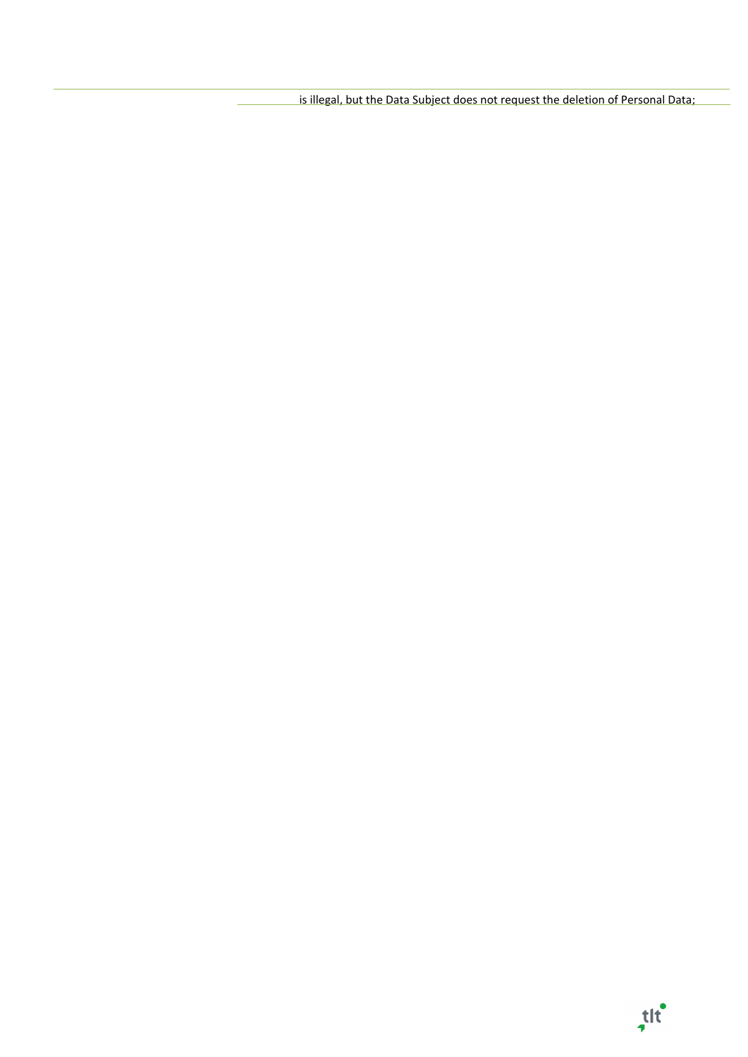is illegal, but the Data Subject does not request the deletion of Personal Data;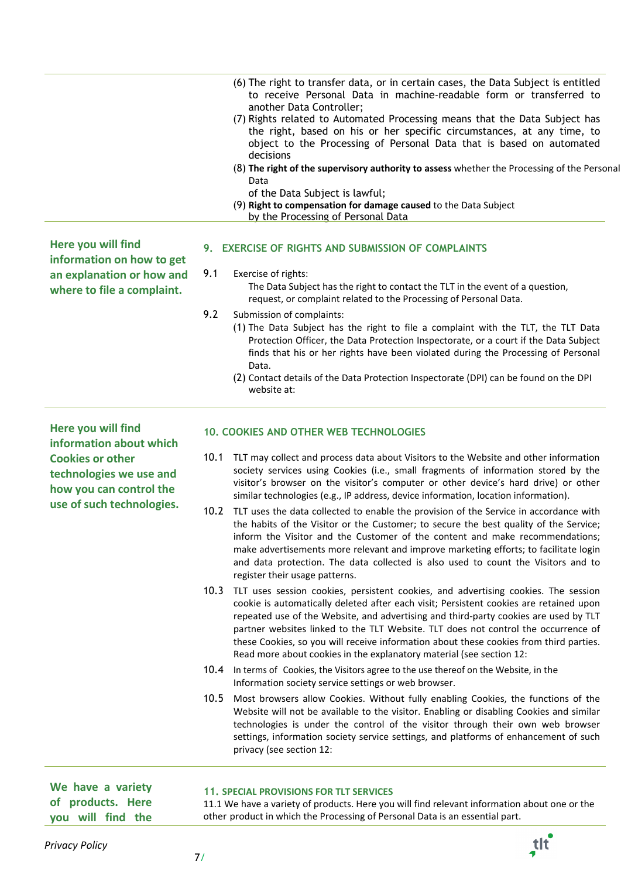(6) The right to transfer data, or in certain cases, the Data Subject is entitled to receive Personal Data in machine-readable form or transferred to another Data Controller;

(7) Rights related to Automated Processing means that the Data Subject has the right, based on his or her specific circumstances, at any time, to object to the Processing of Personal Data that is based on automated decisions

(8) **The right of the supervisory authority to assess** whether the Processing of the Personal Data of the Data Subject is lawful;

(9) **Right to compensation for damage caused** to the Data Subject by the Processing of Personal Data

**Here you will find information on how to get an explanation or how and where to file a complaint.**

## 9. EXERCISE OF RIGHTS AND SUBMISSION OF COMPLAINTS

9.1 Exercise of rights:

The Data Subject has the right to contact the TLT in the event of a question, request, or complaint related to the Processing of Personal Data.

9.2 Submission of complaints:

(1) The Data Subject has the right to file a complaint with the TLT, the TLT Data Protection Officer, the Data Protection Inspectorate, or a court if the Data Subject finds that his or her rights have been violated during the Processing of Personal Data.

(2) Contact details of the Data Protection Inspectorate (DPI) can be found on the DPI website at:

**Here you will find information about which Cookies or other technologies we use and how you can control the use of such technologies.**

## 10. COOKIES AND OTHER WEB TECHNOLOGIES

10.1 TLT may collect and process data about Visitors to the Website and other information society services using Cookies (i.e., small fragments of information stored by the visitor's browser on the visitor's computer or other device's hard drive) or other similar technologies (e.g., IP address, device information, location information).

10.2 TLT uses the data collected to enable the provision of the Service in accordance with the habits of the Visitor or the Customer; to secure the best quality of the Service; inform the Visitor and the Customer of the content and make recommendations; make advertisements more relevant and improve marketing efforts; to facilitate login and data protection. The data collected is also used to count the Visitors and to register their usage patterns.

10.3 TLT uses session cookies, persistent cookies, and advertising cookies. The session cookie is automatically deleted after each visit; Persistent cookies are retained upon repeated use of the Website, and advertising and third-party cookies are used by TLT partner websites linked to the TLT Website. TLT does not control the occurrence of these Cookies, so you will receive information about these cookies from third parties. Read more about cookies in the explanatory material (see section 12:

10.4 In terms of Cookies, the Visitors agree to the use thereof on the Website, in the Information society service settings or web browser.

10.5 Most browsers allow Cookies. Without fully enabling Cookies, the functions of the Website will not be available to the visitor. Enabling or disabling Cookies and similar technologies is under the control of the visitor through their own web browser settings, information society service settings, and platforms of enhancement of such privacy (see section 12:

**We have a variety of products. Here you will find the**

## 11. SPECIAL PROVISIONS FOR TLT SERVICES

11.1 We have a variety of products. Here you will find relevant information about one or the other product in which the Processing of Personal Data is an essential part.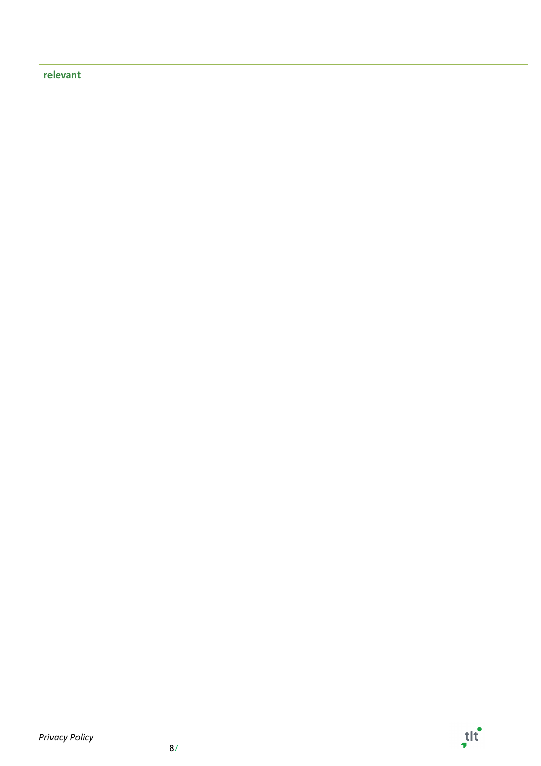**relevant**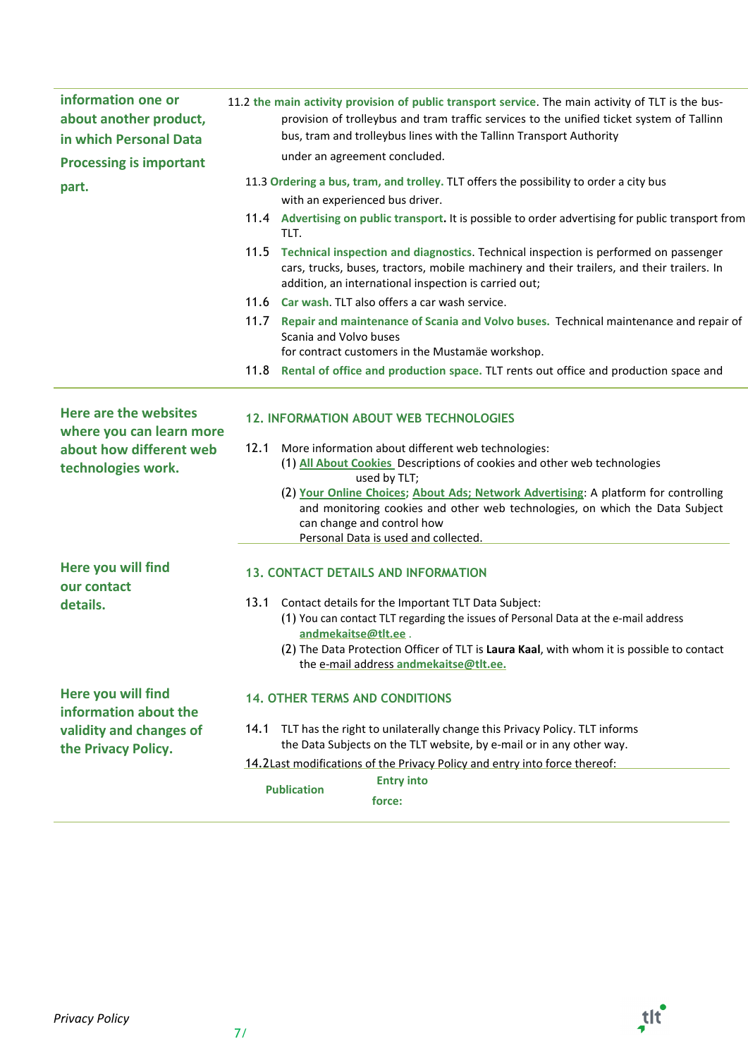**information one or about another product, in which Personal Data Processing is important part.**

11.2 **the main activity provision of public transport service**. The main activity of TLT is the bus-provision of trolleybus and tram traffic services to the unified ticket system of Tallinn bus, tram and trolleybus lines with the Tallinn Transport Authority under an agreement concluded.

11.3 **Ordering a bus, tram, and trolley.** TLT offers the possibility to order a city bus with an experienced bus driver.

11.4 **Advertising on public transport.** It is possible to order advertising for public transport from TLT.

11.5 **Technical inspection and diagnostics**. Technical inspection is performed on passenger cars, trucks, buses, tractors, mobile machinery and their trailers, and their trailers. In addition, an international inspection is carried out;

11.6 **Car wash**. TLT also offers a car wash service.

11.7 **Repair and maintenance of Scania and Volvo buses.** Technical maintenance and repair of Scania and Volvo buses for contract customers in the Mustamäe workshop.

11.8 **Rental of office and production space.** TLT rents out office and production space and

---

**Here are the websites where you can learn more about how different web technologies work.**

## 12. INFORMATION ABOUT WEB TECHNOLOGIES

12.1 More information about different web technologies:

(1) All About Cookies Descriptions of cookies and other web technologies used by TLT;

(2) Your Online Choices; About Ads; Network Advertising: A platform for controlling and monitoring cookies and other web technologies, on which the Data Subject can change and control how Personal Data is used and collected.

---

**Here you will find our contact details.**

## 13. CONTACT DETAILS AND INFORMATION

13.1 Contact details for the Important TLT Data Subject:

(1) You can contact TLT regarding the issues of Personal Data at the e-mail address andmekaitse@tlt.ee .

(2) The Data Protection Officer of TLT is **Laura Kaal**, with whom it is possible to contact the e-mail address andmekaitse@tlt.ee.

**Here you will find information about the validity and changes of the Privacy Policy.**

## 14. OTHER TERMS AND CONDITIONS

14.1 TLT has the right to unilaterally change this Privacy Policy. TLT informs the Data Subjects on the TLT website, by e-mail or in any other way.

14.2 Last modifications of the Privacy Policy and entry into force thereof:

| Publication | Entry into force: |
|---|---|